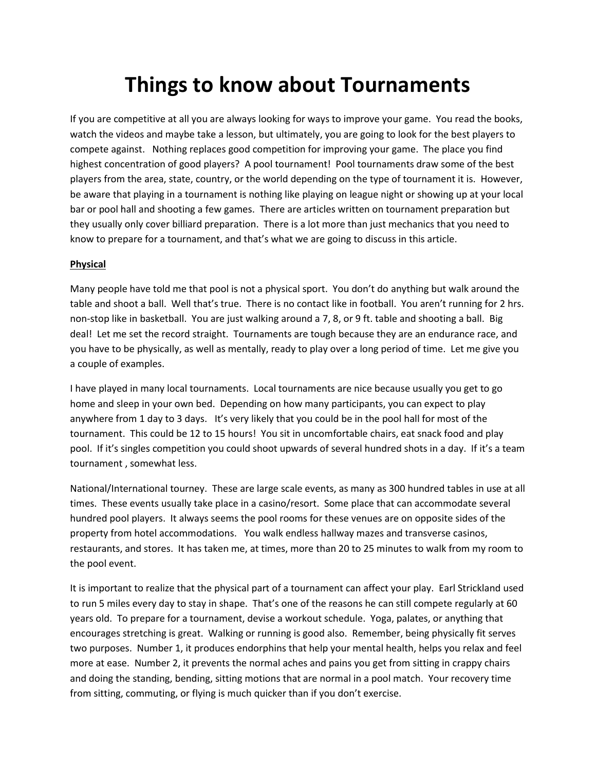# Things to know about Tournaments

If you are competitive at all you are always looking for ways to improve your game. You read the books, watch the videos and maybe take a lesson, but ultimately, you are going to look for the best players to compete against. Nothing replaces good competition for improving your game. The place you find highest concentration of good players? A pool tournament! Pool tournaments draw some of the best players from the area, state, country, or the world depending on the type of tournament it is. However, be aware that playing in a tournament is nothing like playing on league night or showing up at your local bar or pool hall and shooting a few games. There are articles written on tournament preparation but they usually only cover billiard preparation. There is a lot more than just mechanics that you need to know to prepare for a tournament, and that's what we are going to discuss in this article.

**Physical**

Many people have told me that pool is not a physical sport. You don't do anything but walk around the table and shoot a ball. Well that's true. There is no contact like in football. You aren't running for 2 hrs. non-stop like in basketball. You are just walking around a 7, 8, or 9 ft. table and shooting a ball. Big deal! Let me set the record straight. Tournaments are tough because they are an endurance race, and you have to be physically, as well as mentally, ready to play over a long period of time. Let me give you a couple of examples.

I have played in many local tournaments. Local tournaments are nice because usually you get to go home and sleep in your own bed. Depending on how many participants, you can expect to play anywhere from 1 day to 3 days. It's very likely that you could be in the pool hall for most of the tournament. This could be 12 to 15 hours! You sit in uncomfortable chairs, eat snack food and play pool. If it's singles competition you could shoot upwards of several hundred shots in a day. If it's a team tournament , somewhat less.

National/International tourney. These are large scale events, as many as 300 hundred tables in use at all times. These events usually take place in a casino/resort. Some place that can accommodate several hundred pool players. It always seems the pool rooms for these venues are on opposite sides of the property from hotel accommodations. You walk endless hallway mazes and transverse casinos, restaurants, and stores. It has taken me, at times, more than 20 to 25 minutes to walk from my room to the pool event.

It is important to realize that the physical part of a tournament can affect your play. Earl Strickland used to run 5 miles every day to stay in shape. That's one of the reasons he can still compete regularly at 60 years old. To prepare for a tournament, devise a workout schedule. Yoga, palates, or anything that encourages stretching is great. Walking or running is good also. Remember, being physically fit serves two purposes. Number 1, it produces endorphins that help your mental health, helps you relax and feel more at ease. Number 2, it prevents the normal aches and pains you get from sitting in crappy chairs and doing the standing, bending, sitting motions that are normal in a pool match. Your recovery time from sitting, commuting, or flying is much quicker than if you don't exercise.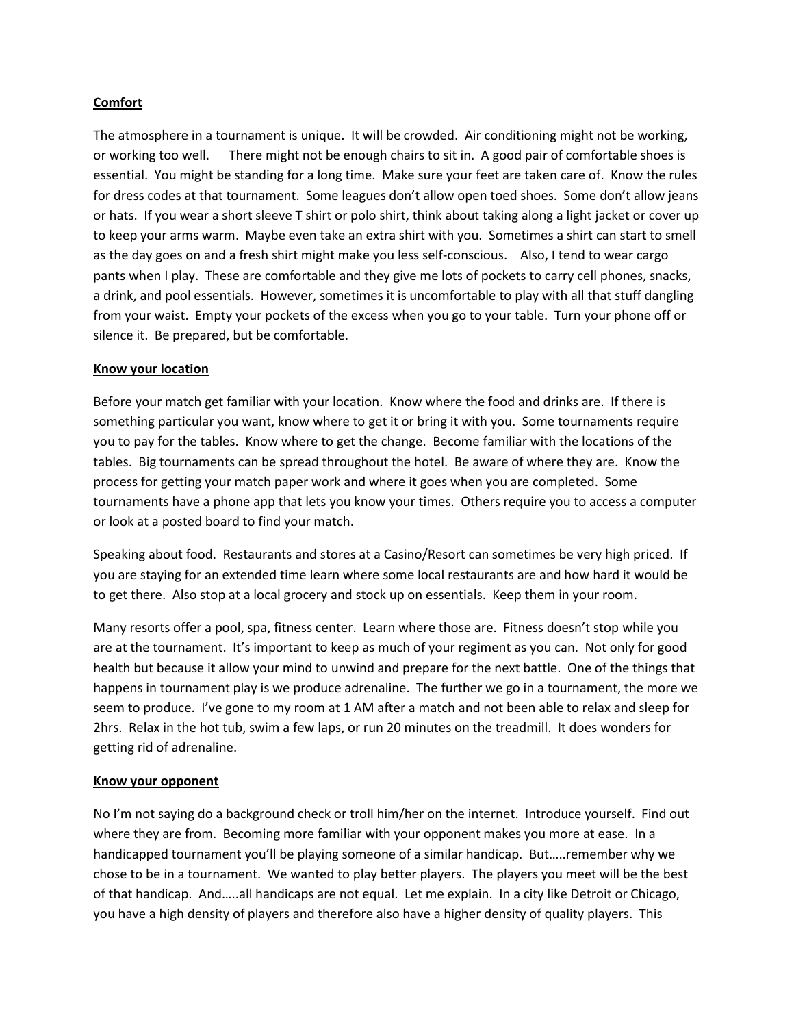**Comfort**

The atmosphere in a tournament is unique. It will be crowded. Air conditioning might not be working, or working too well. There might not be enough chairs to sit in. A good pair of comfortable shoes is essential. You might be standing for a long time. Make sure your feet are taken care of. Know the rules for dress codes at that tournament. Some leagues don't allow open toed shoes. Some don't allow jeans or hats. If you wear a short sleeve T shirt or polo shirt, think about taking along a light jacket or cover up to keep your arms warm. Maybe even take an extra shirt with you. Sometimes a shirt can start to smell as the day goes on and a fresh shirt might make you less self-conscious. Also, I tend to wear cargo pants when I play. These are comfortable and they give me lots of pockets to carry cell phones, snacks, a drink, and pool essentials. However, sometimes it is uncomfortable to play with all that stuff dangling from your waist. Empty your pockets of the excess when you go to your table. Turn your phone off or silence it. Be prepared, but be comfortable.

**Know your location**

Before your match get familiar with your location. Know where the food and drinks are. If there is something particular you want, know where to get it or bring it with you. Some tournaments require you to pay for the tables. Know where to get the change. Become familiar with the locations of the tables. Big tournaments can be spread throughout the hotel. Be aware of where they are. Know the process for getting your match paper work and where it goes when you are completed. Some tournaments have a phone app that lets you know your times. Others require you to access a computer or look at a posted board to find your match.

Speaking about food. Restaurants and stores at a Casino/Resort can sometimes be very high priced. If you are staying for an extended time learn where some local restaurants are and how hard it would be to get there. Also stop at a local grocery and stock up on essentials. Keep them in your room.

Many resorts offer a pool, spa, fitness center. Learn where those are. Fitness doesn't stop while you are at the tournament. It's important to keep as much of your regiment as you can. Not only for good health but because it allow your mind to unwind and prepare for the next battle. One of the things that happens in tournament play is we produce adrenaline. The further we go in a tournament, the more we seem to produce. I've gone to my room at 1 AM after a match and not been able to relax and sleep for 2hrs. Relax in the hot tub, swim a few laps, or run 20 minutes on the treadmill. It does wonders for getting rid of adrenaline.

**Know your opponent**

No I'm not saying do a background check or troll him/her on the internet. Introduce yourself. Find out where they are from. Becoming more familiar with your opponent makes you more at ease. In a handicapped tournament you'll be playing someone of a similar handicap. But…..remember why we chose to be in a tournament. We wanted to play better players. The players you meet will be the best of that handicap. And…..all handicaps are not equal. Let me explain. In a city like Detroit or Chicago, you have a high density of players and therefore also have a higher density of quality players. This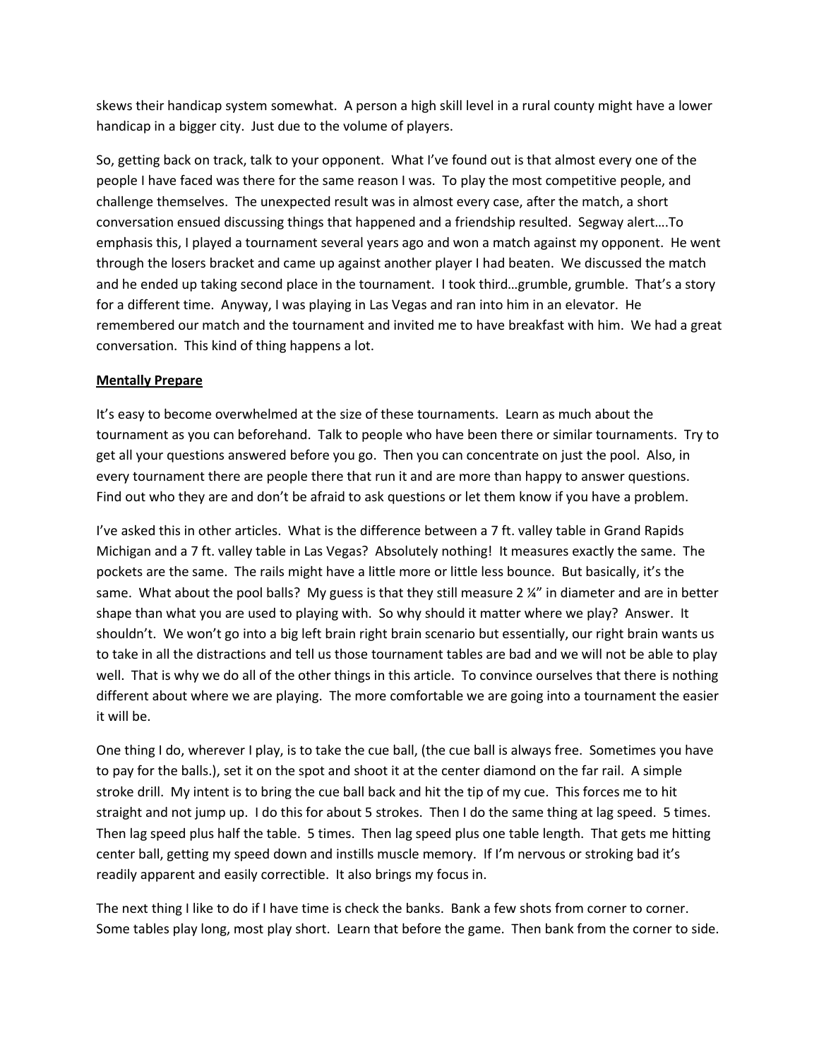skews their handicap system somewhat. A person a high skill level in a rural county might have a lower handicap in a bigger city. Just due to the volume of players.

So, getting back on track, talk to your opponent. What I've found out is that almost every one of the people I have faced was there for the same reason I was. To play the most competitive people, and challenge themselves. The unexpected result was in almost every case, after the match, a short conversation ensued discussing things that happened and a friendship resulted. Segway alert….To emphasis this, I played a tournament several years ago and won a match against my opponent. He went through the losers bracket and came up against another player I had beaten. We discussed the match and he ended up taking second place in the tournament. I took third…grumble, grumble. That's a story for a different time. Anyway, I was playing in Las Vegas and ran into him in an elevator. He remembered our match and the tournament and invited me to have breakfast with him. We had a great conversation. This kind of thing happens a lot.

**Mentally Prepare**

It's easy to become overwhelmed at the size of these tournaments. Learn as much about the tournament as you can beforehand. Talk to people who have been there or similar tournaments. Try to get all your questions answered before you go. Then you can concentrate on just the pool. Also, in every tournament there are people there that run it and are more than happy to answer questions. Find out who they are and don't be afraid to ask questions or let them know if you have a problem.

I've asked this in other articles. What is the difference between a 7 ft. valley table in Grand Rapids Michigan and a 7 ft. valley table in Las Vegas? Absolutely nothing! It measures exactly the same. The pockets are the same. The rails might have a little more or little less bounce. But basically, it's the same. What about the pool balls? My guess is that they still measure 2 ¼" in diameter and are in better shape than what you are used to playing with. So why should it matter where we play? Answer. It shouldn't. We won't go into a big left brain right brain scenario but essentially, our right brain wants us to take in all the distractions and tell us those tournament tables are bad and we will not be able to play well. That is why we do all of the other things in this article. To convince ourselves that there is nothing different about where we are playing. The more comfortable we are going into a tournament the easier it will be.

One thing I do, wherever I play, is to take the cue ball, (the cue ball is always free. Sometimes you have to pay for the balls.), set it on the spot and shoot it at the center diamond on the far rail. A simple stroke drill. My intent is to bring the cue ball back and hit the tip of my cue. This forces me to hit straight and not jump up. I do this for about 5 strokes. Then I do the same thing at lag speed. 5 times. Then lag speed plus half the table. 5 times. Then lag speed plus one table length. That gets me hitting center ball, getting my speed down and instills muscle memory. If I'm nervous or stroking bad it's readily apparent and easily correctible. It also brings my focus in.

The next thing I like to do if I have time is check the banks. Bank a few shots from corner to corner. Some tables play long, most play short. Learn that before the game. Then bank from the corner to side.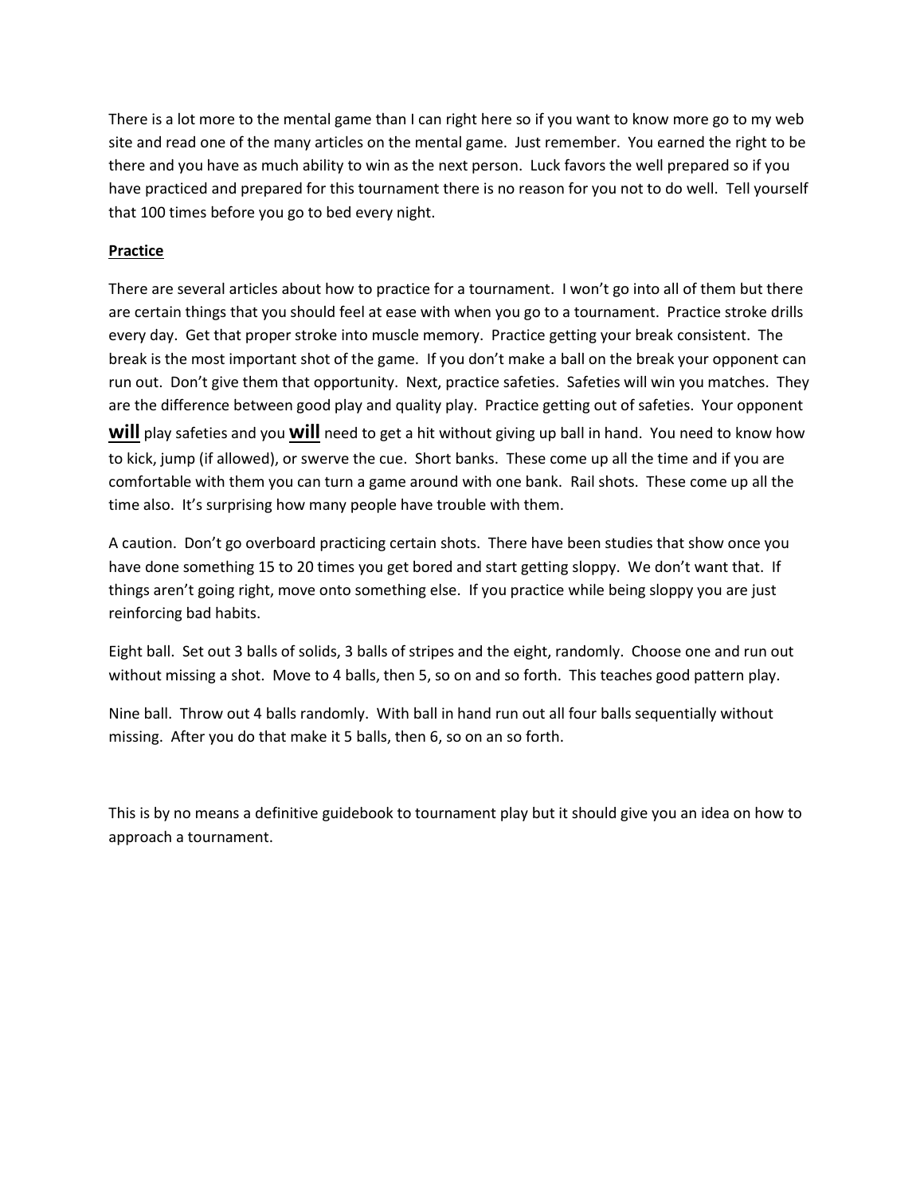There is a lot more to the mental game than I can right here so if you want to know more go to my web site and read one of the many articles on the mental game. Just remember. You earned the right to be there and you have as much ability to win as the next person. Luck favors the well prepared so if you have practiced and prepared for this tournament there is no reason for you not to do well. Tell yourself that 100 times before you go to bed every night.

**Practice**

There are several articles about how to practice for a tournament. I won't go into all of them but there are certain things that you should feel at ease with when you go to a tournament. Practice stroke drills every day. Get that proper stroke into muscle memory. Practice getting your break consistent. The break is the most important shot of the game. If you don't make a ball on the break your opponent can run out. Don't give them that opportunity. Next, practice safeties. Safeties will win you matches. They are the difference between good play and quality play. Practice getting out of safeties. Your opponent **will** play safeties and you **will** need to get a hit without giving up ball in hand. You need to know how to kick, jump (if allowed), or swerve the cue. Short banks. These come up all the time and if you are comfortable with them you can turn a game around with one bank. Rail shots. These come up all the time also. It's surprising how many people have trouble with them.

A caution. Don't go overboard practicing certain shots. There have been studies that show once you have done something 15 to 20 times you get bored and start getting sloppy. We don't want that. If things aren't going right, move onto something else. If you practice while being sloppy you are just reinforcing bad habits.

Eight ball. Set out 3 balls of solids, 3 balls of stripes and the eight, randomly. Choose one and run out without missing a shot. Move to 4 balls, then 5, so on and so forth. This teaches good pattern play.

Nine ball. Throw out 4 balls randomly. With ball in hand run out all four balls sequentially without missing. After you do that make it 5 balls, then 6, so on an so forth.

This is by no means a definitive guidebook to tournament play but it should give you an idea on how to approach a tournament.